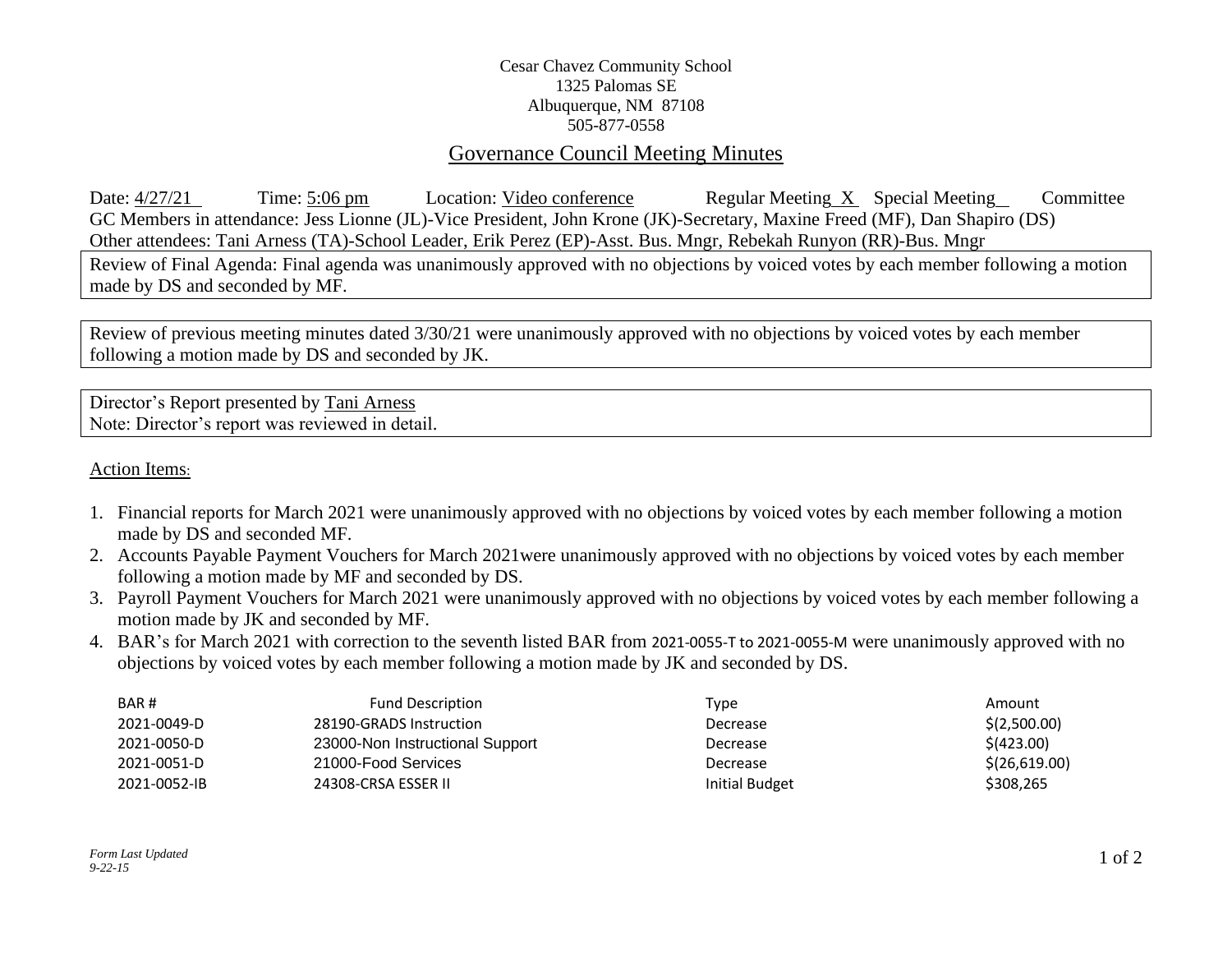Cesar Chavez Community School
1325 Palomas SE
Albuquerque, NM 87108
505-877-0558

# Governance Council Meeting Minutes

Date: 4/27/21 Time: 5:06 pm Location: Video conference Regular Meeting X Special Meeting__ Committee

GC Members in attendance: Jess Lionne (JL)-Vice President, John Krone (JK)-Secretary, Maxine Freed (MF), Dan Shapiro (DS)

Other attendees: Tani Arness (TA)-School Leader, Erik Perez (EP)-Asst. Bus. Mngr, Rebekah Runyon (RR)-Bus. Mngr

Review of Final Agenda: Final agenda was unanimously approved with no objections by voiced votes by each member following a motion made by DS and seconded by MF.

Review of previous meeting minutes dated 3/30/21 were unanimously approved with no objections by voiced votes by each member following a motion made by DS and seconded by JK.

Director's Report presented by Tani Arness
Note: Director's report was reviewed in detail.

Action Items:

1. Financial reports for March 2021 were unanimously approved with no objections by voiced votes by each member following a motion made by DS and seconded MF.
2. Accounts Payable Payment Vouchers for March 2021were unanimously approved with no objections by voiced votes by each member following a motion made by MF and seconded by DS.
3. Payroll Payment Vouchers for March 2021 were unanimously approved with no objections by voiced votes by each member following a motion made by JK and seconded by MF.
4. BAR's for March 2021 with correction to the seventh listed BAR from 2021-0055-T to 2021-0055-M were unanimously approved with no objections by voiced votes by each member following a motion made by JK and seconded by DS.

| BAR # | Fund Description | Type | Amount |
|---|---|---|---|
| 2021-0049-D | 28190-GRADS Instruction | Decrease | $(2,500.00) |
| 2021-0050-D | 23000-Non Instructional Support | Decrease | $(423.00) |
| 2021-0051-D | 21000-Food Services | Decrease | $(26,619.00) |
| 2021-0052-IB | 24308-CRSA ESSER II | Initial Budget | $308,265 |

*Form Last Updated 9-22-15*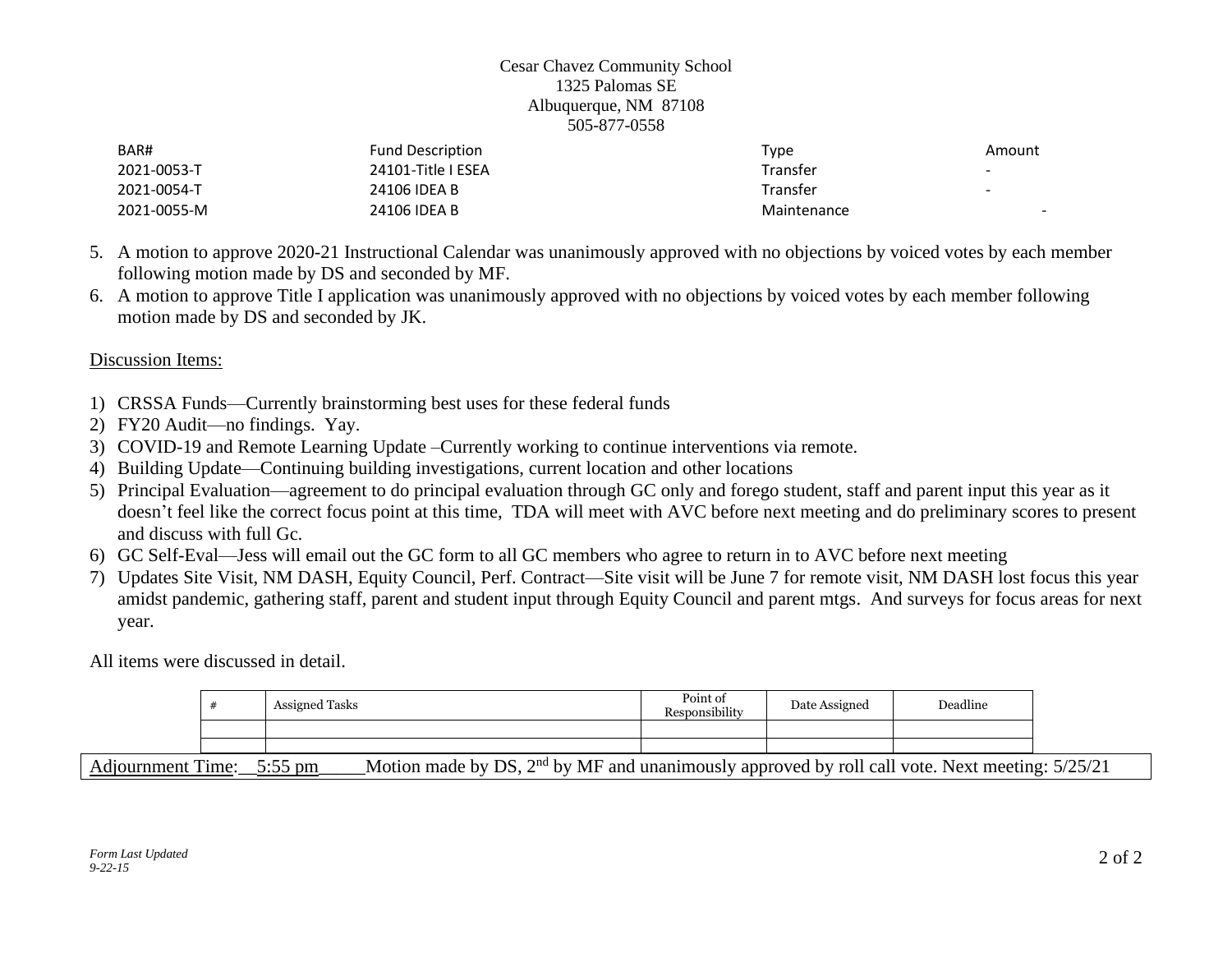Cesar Chavez Community School
1325 Palomas SE
Albuquerque, NM 87108
505-877-0558

| BAR# | Fund Description | Type | Amount |
|---|---|---|---|
| 2021-0053-T | 24101-Title I ESEA | Transfer | - |
| 2021-0054-T | 24106 IDEA B | Transfer | - |
| 2021-0055-M | 24106 IDEA B | Maintenance | - |

5. A motion to approve 2020-21 Instructional Calendar was unanimously approved with no objections by voiced votes by each member following motion made by DS and seconded by MF.
6. A motion to approve Title I application was unanimously approved with no objections by voiced votes by each member following motion made by DS and seconded by JK.

Discussion Items:

1) CRSSA Funds—Currently brainstorming best uses for these federal funds
2) FY20 Audit—no findings. Yay.
3) COVID-19 and Remote Learning Update –Currently working to continue interventions via remote.
4) Building Update—Continuing building investigations, current location and other locations
5) Principal Evaluation—agreement to do principal evaluation through GC only and forego student, staff and parent input this year as it doesn't feel like the correct focus point at this time, TDA will meet with AVC before next meeting and do preliminary scores to present and discuss with full Gc.
6) GC Self-Eval—Jess will email out the GC form to all GC members who agree to return in to AVC before next meeting
7) Updates Site Visit, NM DASH, Equity Council, Perf. Contract—Site visit will be June 7 for remote visit, NM DASH lost focus this year amidst pandemic, gathering staff, parent and student input through Equity Council and parent mtgs. And surveys for focus areas for next year.

All items were discussed in detail.

| # | Assigned Tasks | Point of Responsibility | Date Assigned | Deadline |
|---|---|---|---|---|
| | | | | |
| | | | | |

Adjournment Time: 5:55 pm Motion made by DS, 2nd by MF and unanimously approved by roll call vote. Next meeting: 5/25/21

*Form Last Updated 9-22-15*